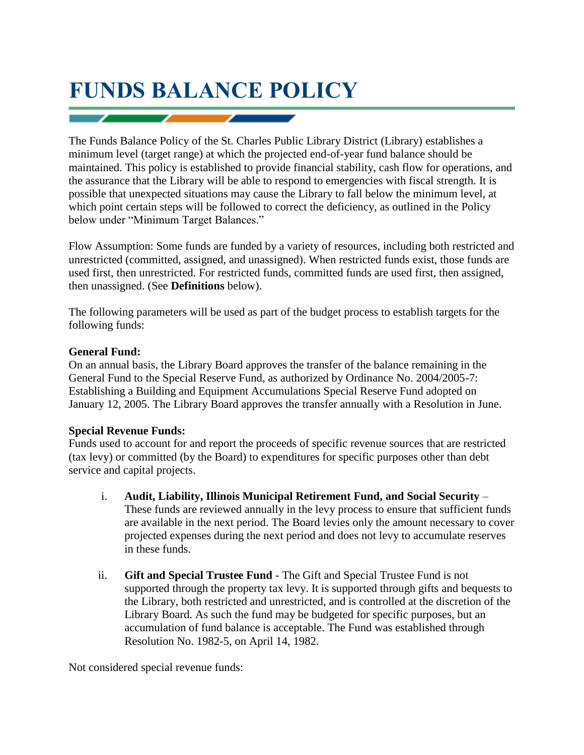# FUNDS BALANCE POLICY

The Funds Balance Policy of the St. Charles Public Library District (Library) establishes a minimum level (target range) at which the projected end-of-year fund balance should be maintained. This policy is established to provide financial stability, cash flow for operations, and the assurance that the Library will be able to respond to emergencies with fiscal strength. It is possible that unexpected situations may cause the Library to fall below the minimum level, at which point certain steps will be followed to correct the deficiency, as outlined in the Policy below under "Minimum Target Balances."

Flow Assumption: Some funds are funded by a variety of resources, including both restricted and unrestricted (committed, assigned, and unassigned). When restricted funds exist, those funds are used first, then unrestricted. For restricted funds, committed funds are used first, then assigned, then unassigned. (See **Definitions** below).

The following parameters will be used as part of the budget process to establish targets for the following funds:

**General Fund:**
On an annual basis, the Library Board approves the transfer of the balance remaining in the General Fund to the Special Reserve Fund, as authorized by Ordinance No. 2004/2005-7: Establishing a Building and Equipment Accumulations Special Reserve Fund adopted on January 12, 2005. The Library Board approves the transfer annually with a Resolution in June.

**Special Revenue Funds:**
Funds used to account for and report the proceeds of specific revenue sources that are restricted (tax levy) or committed (by the Board) to expenditures for specific purposes other than debt service and capital projects.

i. **Audit, Liability, Illinois Municipal Retirement Fund, and Social Security** – These funds are reviewed annually in the levy process to ensure that sufficient funds are available in the next period. The Board levies only the amount necessary to cover projected expenses during the next period and does not levy to accumulate reserves in these funds.

ii. **Gift and Special Trustee Fund** - The Gift and Special Trustee Fund is not supported through the property tax levy. It is supported through gifts and bequests to the Library, both restricted and unrestricted, and is controlled at the discretion of the Library Board. As such the fund may be budgeted for specific purposes, but an accumulation of fund balance is acceptable. The Fund was established through Resolution No. 1982-5, on April 14, 1982.

Not considered special revenue funds: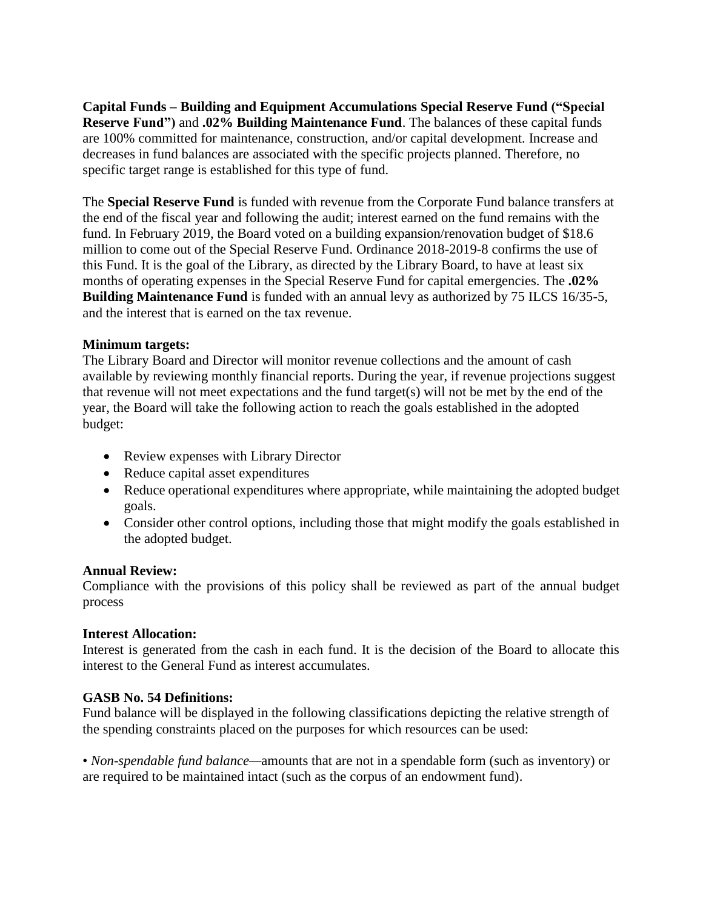**Capital Funds – Building and Equipment Accumulations Special Reserve Fund ("Special Reserve Fund")** and **.02% Building Maintenance Fund**. The balances of these capital funds are 100% committed for maintenance, construction, and/or capital development. Increase and decreases in fund balances are associated with the specific projects planned. Therefore, no specific target range is established for this type of fund.

The **Special Reserve Fund** is funded with revenue from the Corporate Fund balance transfers at the end of the fiscal year and following the audit; interest earned on the fund remains with the fund. In February 2019, the Board voted on a building expansion/renovation budget of $18.6 million to come out of the Special Reserve Fund. Ordinance 2018-2019-8 confirms the use of this Fund. It is the goal of the Library, as directed by the Library Board, to have at least six months of operating expenses in the Special Reserve Fund for capital emergencies. The **.02% Building Maintenance Fund** is funded with an annual levy as authorized by 75 ILCS 16/35-5, and the interest that is earned on the tax revenue.

**Minimum targets:**
The Library Board and Director will monitor revenue collections and the amount of cash available by reviewing monthly financial reports. During the year, if revenue projections suggest that revenue will not meet expectations and the fund target(s) will not be met by the end of the year, the Board will take the following action to reach the goals established in the adopted budget:

- Review expenses with Library Director
- Reduce capital asset expenditures
- Reduce operational expenditures where appropriate, while maintaining the adopted budget goals.
- Consider other control options, including those that might modify the goals established in the adopted budget.

**Annual Review:**
Compliance with the provisions of this policy shall be reviewed as part of the annual budget process

**Interest Allocation:**
Interest is generated from the cash in each fund. It is the decision of the Board to allocate this interest to the General Fund as interest accumulates.

**GASB No. 54 Definitions:**
Fund balance will be displayed in the following classifications depicting the relative strength of the spending constraints placed on the purposes for which resources can be used:

• *Non-spendable fund balance*—amounts that are not in a spendable form (such as inventory) or are required to be maintained intact (such as the corpus of an endowment fund).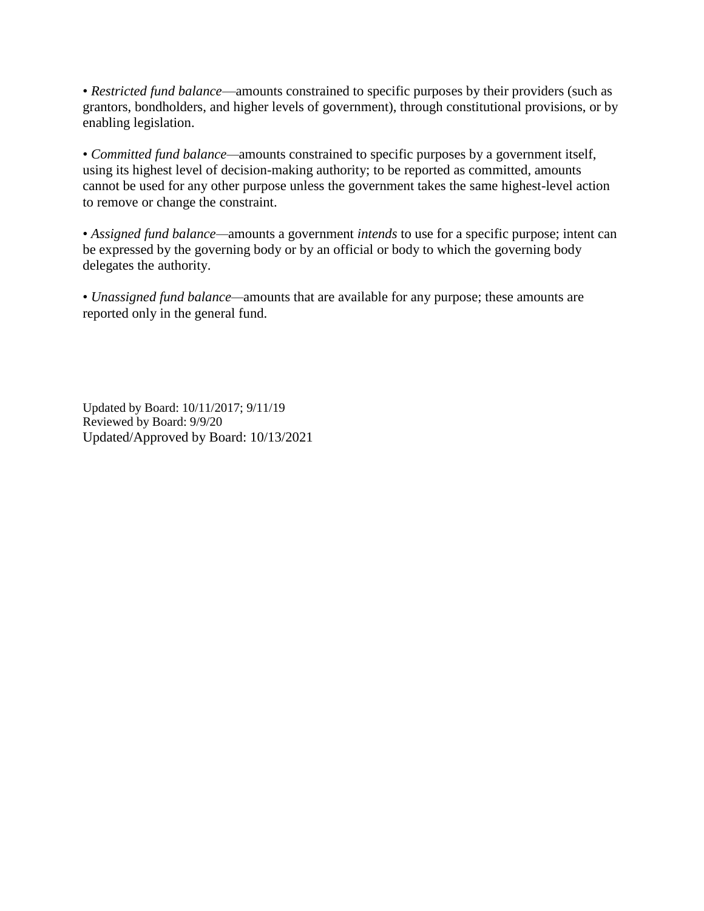• *Restricted fund balance*—amounts constrained to specific purposes by their providers (such as grantors, bondholders, and higher levels of government), through constitutional provisions, or by enabling legislation.

• *Committed fund balance*—amounts constrained to specific purposes by a government itself, using its highest level of decision-making authority; to be reported as committed, amounts cannot be used for any other purpose unless the government takes the same highest-level action to remove or change the constraint.

• *Assigned fund balance*—amounts a government *intends* to use for a specific purpose; intent can be expressed by the governing body or by an official or body to which the governing body delegates the authority.

• *Unassigned fund balance*—amounts that are available for any purpose; these amounts are reported only in the general fund.

Updated by Board: 10/11/2017; 9/11/19
Reviewed by Board: 9/9/20
Updated/Approved by Board: 10/13/2021